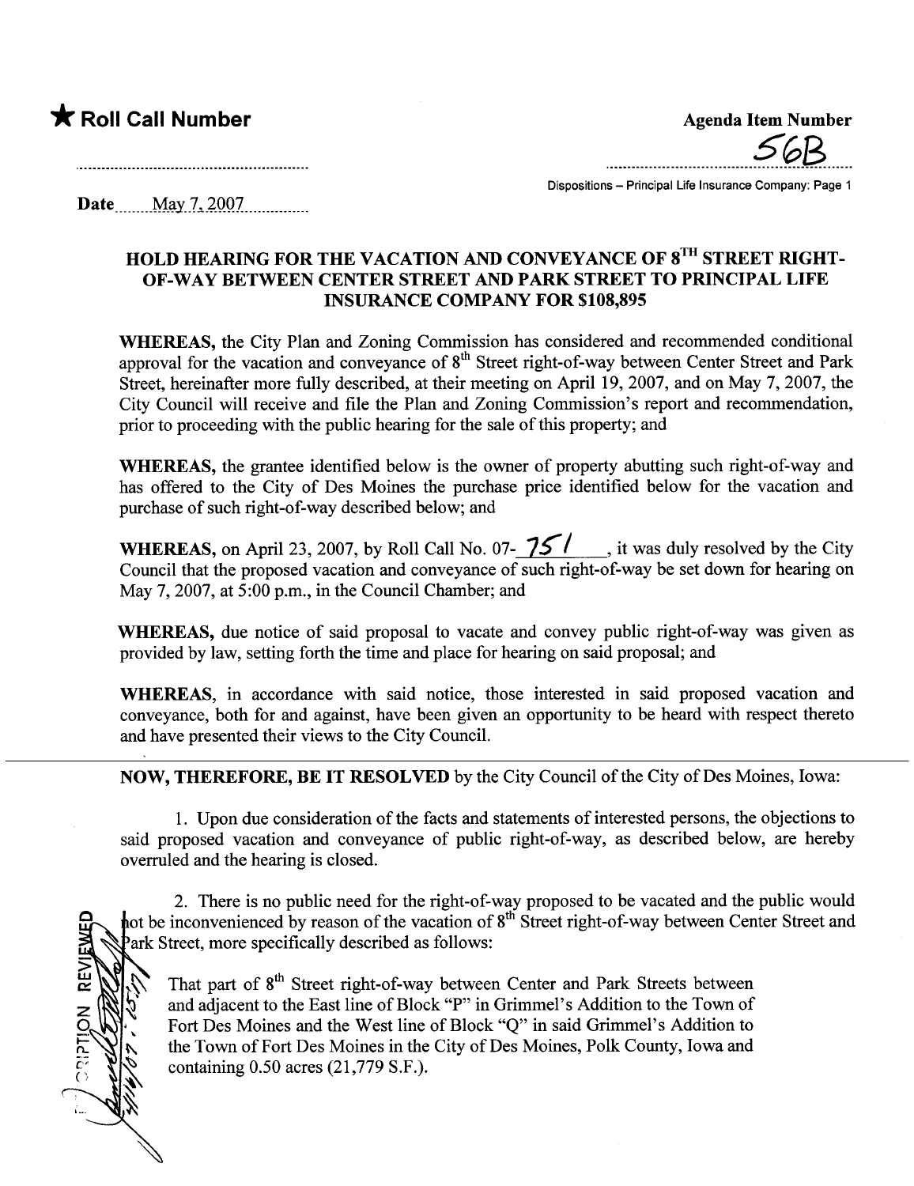★ **Roll Call Number**

**Agenda Item Number**

56B

Dispositions – Principal Life Insurance Company: Page 1

**Date** May 7, 2007

## HOLD HEARING FOR THE VACATION AND CONVEYANCE OF 8TH STREET RIGHT-OF-WAY BETWEEN CENTER STREET AND PARK STREET TO PRINCIPAL LIFE INSURANCE COMPANY FOR $108,895

**WHEREAS,** the City Plan and Zoning Commission has considered and recommended conditional approval for the vacation and conveyance of 8th Street right-of-way between Center Street and Park Street, hereinafter more fully described, at their meeting on April 19, 2007, and on May 7, 2007, the City Council will receive and file the Plan and Zoning Commission's report and recommendation, prior to proceeding with the public hearing for the sale of this property; and

**WHEREAS,** the grantee identified below is the owner of property abutting such right-of-way and has offered to the City of Des Moines the purchase price identified below for the vacation and purchase of such right-of-way described below; and

**WHEREAS,** on April 23, 2007, by Roll Call No. 07-751, it was duly resolved by the City Council that the proposed vacation and conveyance of such right-of-way be set down for hearing on May 7, 2007, at 5:00 p.m., in the Council Chamber; and

**WHEREAS,** due notice of said proposal to vacate and convey public right-of-way was given as provided by law, setting forth the time and place for hearing on said proposal; and

**WHEREAS,** in accordance with said notice, those interested in said proposed vacation and conveyance, both for and against, have been given an opportunity to be heard with respect thereto and have presented their views to the City Council.

**NOW, THEREFORE, BE IT RESOLVED** by the City Council of the City of Des Moines, Iowa:

1. Upon due consideration of the facts and statements of interested persons, the objections to said proposed vacation and conveyance of public right-of-way, as described below, are hereby overruled and the hearing is closed.

2. There is no public need for the right-of-way proposed to be vacated and the public would not be inconvenienced by reason of the vacation of 8th Street right-of-way between Center Street and Park Street, more specifically described as follows:

> That part of 8th Street right-of-way between Center and Park Streets between and adjacent to the East line of Block "P" in Grimmel's Addition to the Town of Fort Des Moines and the West line of Block "Q" in said Grimmel's Addition to the Town of Fort Des Moines in the City of Des Moines, Polk County, Iowa and containing 0.50 acres (21,779 S.F.).

DESCRIPTION REVIEWED 4/16/07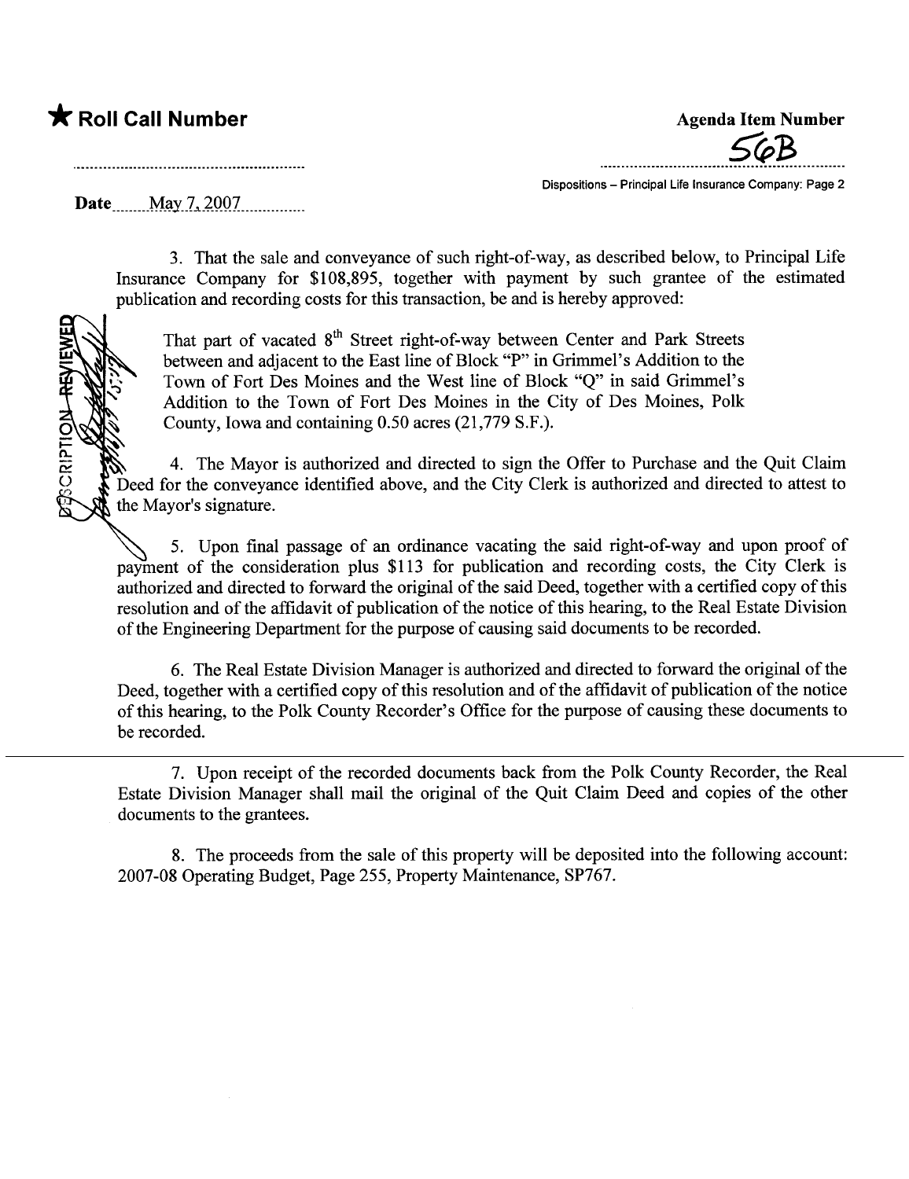★ **Roll Call Number**

**Agenda Item Number**
56B

Dispositions – Principal Life Insurance Company: Page 2

**Date** May 7, 2007

3. That the sale and conveyance of such right-of-way, as described below, to Principal Life Insurance Company for $108,895, together with payment by such grantee of the estimated publication and recording costs for this transaction, be and is hereby approved:

> That part of vacated 8th Street right-of-way between Center and Park Streets between and adjacent to the East line of Block "P" in Grimmel's Addition to the Town of Fort Des Moines and the West line of Block "Q" in said Grimmel's Addition to the Town of Fort Des Moines in the City of Des Moines, Polk County, Iowa and containing 0.50 acres (21,779 S.F.).

DESCRIPTION REVIEWED

4. The Mayor is authorized and directed to sign the Offer to Purchase and the Quit Claim Deed for the conveyance identified above, and the City Clerk is authorized and directed to attest to the Mayor's signature.

5. Upon final passage of an ordinance vacating the said right-of-way and upon proof of payment of the consideration plus $113 for publication and recording costs, the City Clerk is authorized and directed to forward the original of the said Deed, together with a certified copy of this resolution and of the affidavit of publication of the notice of this hearing, to the Real Estate Division of the Engineering Department for the purpose of causing said documents to be recorded.

6. The Real Estate Division Manager is authorized and directed to forward the original of the Deed, together with a certified copy of this resolution and of the affidavit of publication of the notice of this hearing, to the Polk County Recorder's Office for the purpose of causing these documents to be recorded.

7. Upon receipt of the recorded documents back from the Polk County Recorder, the Real Estate Division Manager shall mail the original of the Quit Claim Deed and copies of the other documents to the grantees.

8. The proceeds from the sale of this property will be deposited into the following account: 2007-08 Operating Budget, Page 255, Property Maintenance, SP767.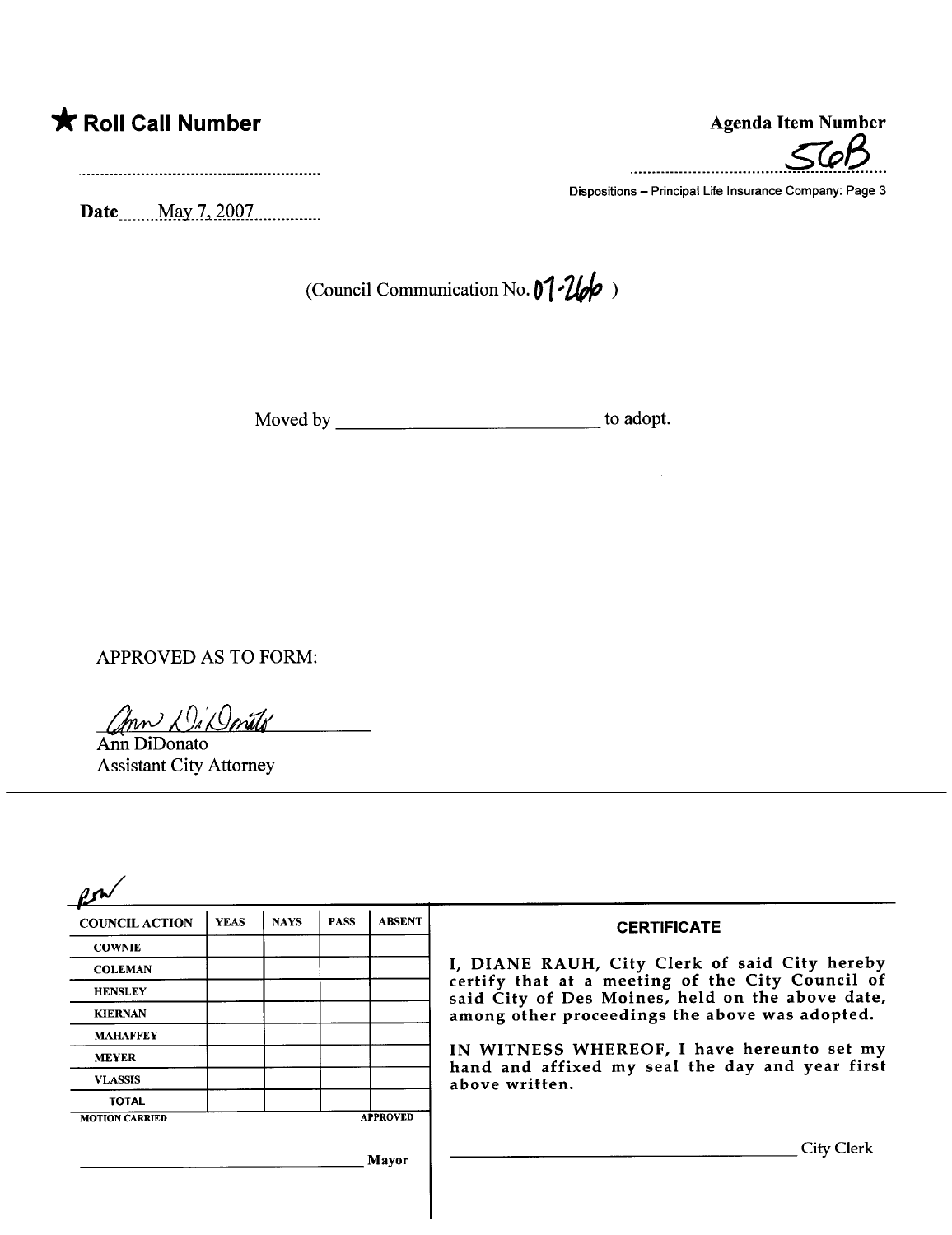★ **Roll Call Number**

**Agenda Item Number**
56B

Dispositions – Principal Life Insurance Company: Page 3

**Date** May 7, 2007

(Council Communication No. 07-266)

Moved by ____________________________ to adopt.

APPROVED AS TO FORM:

Ann DiDonato
Ann DiDonato
Assistant City Attorney

| COUNCIL ACTION | YEAS | NAYS | PASS | ABSENT |
|---|---|---|---|---|
| COWNIE | | | | |
| COLEMAN | | | | |
| HENSLEY | | | | |
| KIERNAN | | | | |
| MAHAFFEY | | | | |
| MEYER | | | | |
| VLASSIS | | | | |
| TOTAL | | | | |

MOTION CARRIED APPROVED

______________________________ Mayor

**CERTIFICATE**

I, DIANE RAUH, City Clerk of said City hereby certify that at a meeting of the City Council of said City of Des Moines, held on the above date, among other proceedings the above was adopted.

IN WITNESS WHEREOF, I have hereunto set my hand and affixed my seal the day and year first above written.

______________________________ City Clerk